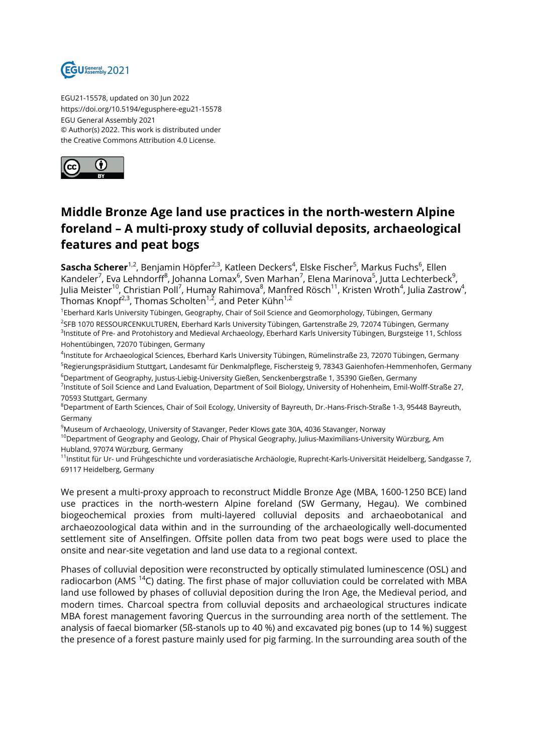EGU21-15578, updated on 30 Jun 2022
https://doi.org/10.5194/egusphere-egu21-15578
EGU General Assembly 2021
© Author(s) 2022. This work is distributed under
the Creative Commons Attribution 4.0 License.

# Middle Bronze Age land use practices in the north-western Alpine foreland – A multi-proxy study of colluvial deposits, archaeological features and peat bogs

**Sascha Scherer**[1,2], Benjamin Höpfer[2,3], Katleen Deckers[4], Elske Fischer[5], Markus Fuchs[6], Ellen Kandeler[7], Eva Lehndorff[8], Johanna Lomax[6], Sven Marhan[7], Elena Marinova[5], Jutta Lechterbeck[9], Julia Meister[10], Christian Poll[7], Humay Rahimova[8], Manfred Rösch[11], Kristen Wroth[4], Julia Zastrow[4], Thomas Knopf[2,3], Thomas Scholten[1,2], and Peter Kühn[1,2]

[1]Eberhard Karls University Tübingen, Geography, Chair of Soil Science and Geomorphology, Tübingen, Germany
[2]SFB 1070 RESSOURCENKULTUREN, Eberhard Karls University Tübingen, Gartenstraße 29, 72074 Tübingen, Germany
[3]Institute of Pre- and Protohistory and Medieval Archaeology, Eberhard Karls University Tübingen, Burgsteige 11, Schloss Hohentübingen, 72070 Tübingen, Germany
[4]Institute for Archaeological Sciences, Eberhard Karls University Tübingen, Rümelinstraße 23, 72070 Tübingen, Germany
[5]Regierungspräsidium Stuttgart, Landesamt für Denkmalpflege, Fischersteig 9, 78343 Gaienhofen-Hemmenhofen, Germany
[6]Department of Geography, Justus-Liebig-University Gießen, Senckenbergstraße 1, 35390 Gießen, Germany
[7]Institute of Soil Science and Land Evaluation, Department of Soil Biology, University of Hohenheim, Emil-Wolff-Straße 27, 70593 Stuttgart, Germany
[8]Department of Earth Sciences, Chair of Soil Ecology, University of Bayreuth, Dr.-Hans-Frisch-Straße 1-3, 95448 Bayreuth, Germany
[9]Museum of Archaeology, University of Stavanger, Peder Klows gate 30A, 4036 Stavanger, Norway
[10]Department of Geography and Geology, Chair of Physical Geography, Julius-Maximilians-University Würzburg, Am Hubland, 97074 Würzburg, Germany
[11]Institut für Ur- und Frühgeschichte und vorderasiatische Archäologie, Ruprecht-Karls-Universität Heidelberg, Sandgasse 7, 69117 Heidelberg, Germany

We present a multi-proxy approach to reconstruct Middle Bronze Age (MBA, 1600-1250 BCE) land use practices in the north-western Alpine foreland (SW Germany, Hegau). We combined biogeochemical proxies from multi-layered colluvial deposits and archaeobotanical and archaeozoological data within and in the surrounding of the archaeologically well-documented settlement site of Anselfingen. Offsite pollen data from two peat bogs were used to place the onsite and near-site vegetation and land use data to a regional context.

Phases of colluvial deposition were reconstructed by optically stimulated luminescence (OSL) and radiocarbon (AMS $^{14}C$) dating. The first phase of major colluviation could be correlated with MBA land use followed by phases of colluvial deposition during the Iron Age, the Medieval period, and modern times. Charcoal spectra from colluvial deposits and archaeological structures indicate MBA forest management favoring Quercus in the surrounding area north of the settlement. The analysis of faecal biomarker (5ß-stanols up to 40 %) and excavated pig bones (up to 14 %) suggest the presence of a forest pasture mainly used for pig farming. In the surrounding area south of the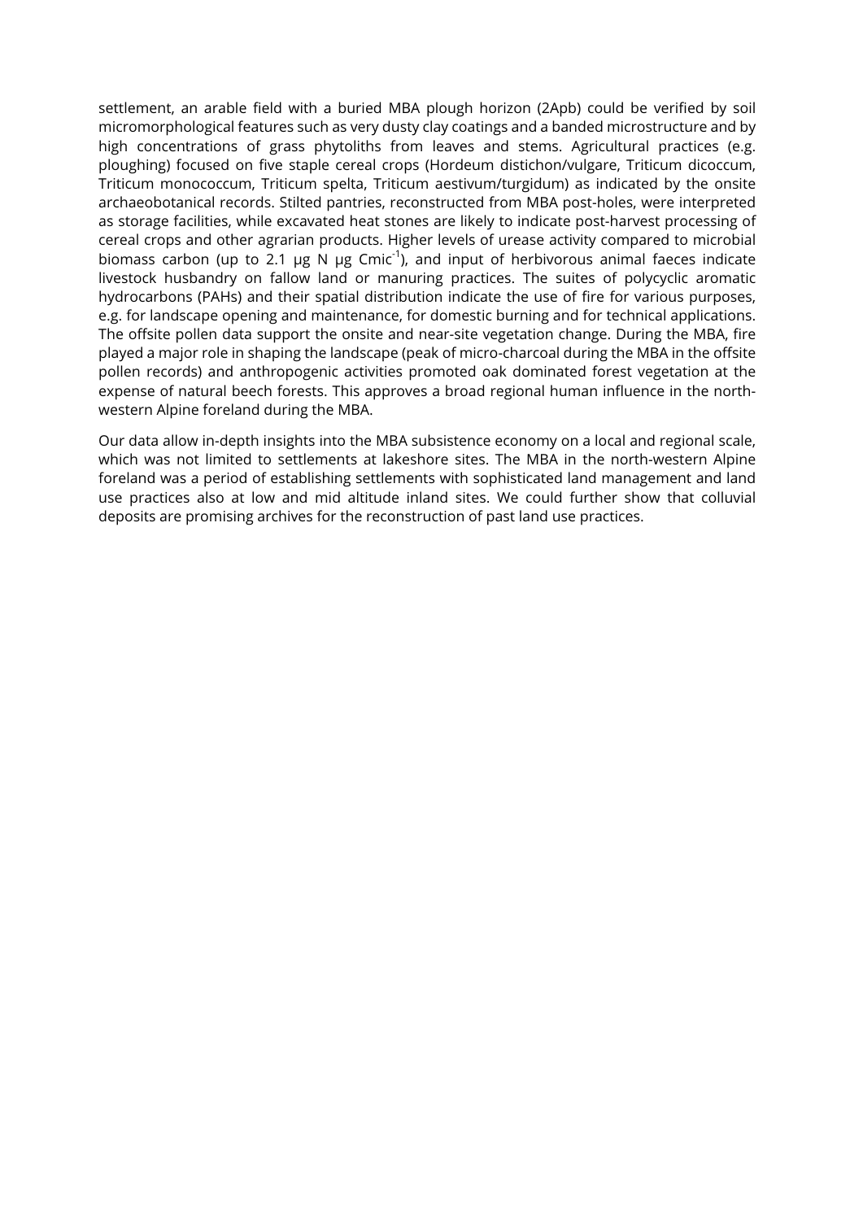settlement, an arable field with a buried MBA plough horizon (2Apb) could be verified by soil micromorphological features such as very dusty clay coatings and a banded microstructure and by high concentrations of grass phytoliths from leaves and stems. Agricultural practices (e.g. ploughing) focused on five staple cereal crops (Hordeum distichon/vulgare, Triticum dicoccum, Triticum monococcum, Triticum spelta, Triticum aestivum/turgidum) as indicated by the onsite archaeobotanical records. Stilted pantries, reconstructed from MBA post-holes, were interpreted as storage facilities, while excavated heat stones are likely to indicate post-harvest processing of cereal crops and other agrarian products. Higher levels of urease activity compared to microbial biomass carbon (up to 2.1 µg N µg $Cmic^{-1}$), and input of herbivorous animal faeces indicate livestock husbandry on fallow land or manuring practices. The suites of polycyclic aromatic hydrocarbons (PAHs) and their spatial distribution indicate the use of fire for various purposes, e.g. for landscape opening and maintenance, for domestic burning and for technical applications. The offsite pollen data support the onsite and near-site vegetation change. During the MBA, fire played a major role in shaping the landscape (peak of micro-charcoal during the MBA in the offsite pollen records) and anthropogenic activities promoted oak dominated forest vegetation at the expense of natural beech forests. This approves a broad regional human influence in the north-western Alpine foreland during the MBA.

Our data allow in-depth insights into the MBA subsistence economy on a local and regional scale, which was not limited to settlements at lakeshore sites. The MBA in the north-western Alpine foreland was a period of establishing settlements with sophisticated land management and land use practices also at low and mid altitude inland sites. We could further show that colluvial deposits are promising archives for the reconstruction of past land use practices.